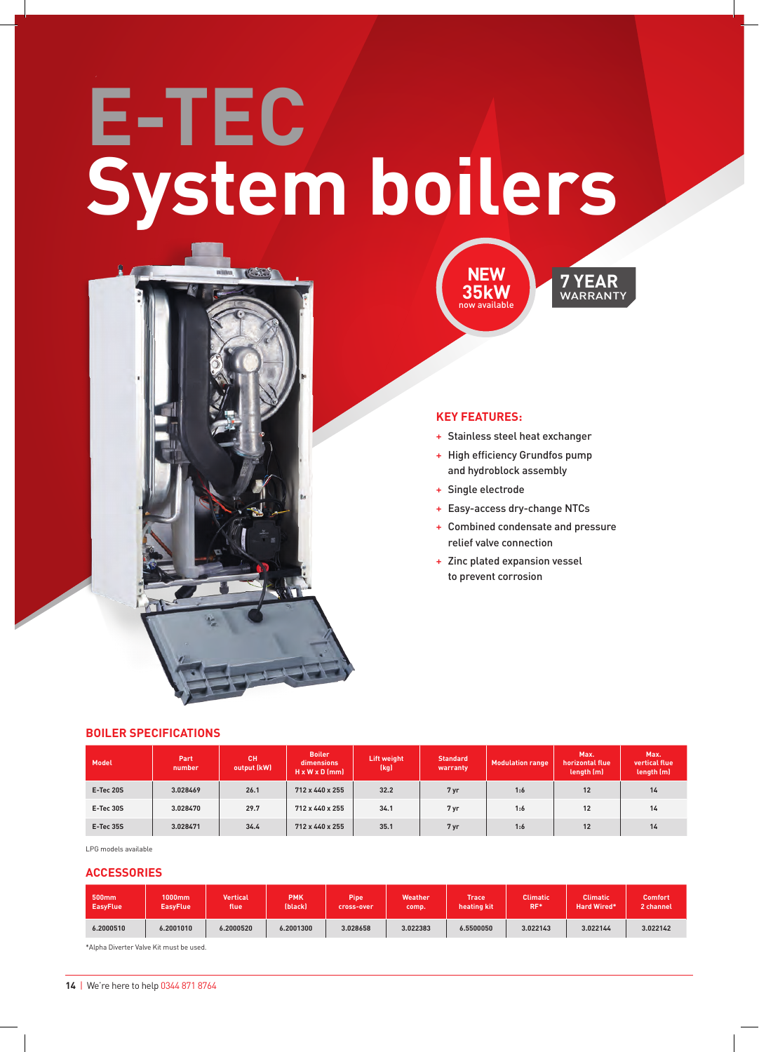# E-TEC System boilers

NEW 35kW now available

7 YEAR WARRANTY

## KEY FEATURES:

- Stainless steel heat exchanger
- High efficiency Grundfos pump and hydroblock assembly
- Single electrode
- Easy-access dry-change NTCs
- Combined condensate and pressure relief valve connection
- Zinc plated expansion vessel to prevent corrosion

## BOILER SPECIFICATIONS

| Model | Part number | CH output (kW) | Boiler dimensions H x W x D (mm) | Lift weight (kg) | Standard warranty | Modulation range | Max. horizontal flue length (m) | Max. vertical flue length (m) |
|---|---|---|---|---|---|---|---|---|
| E-Tec 20S | 3.028469 | 26.1 | 712 x 440 x 255 | 32.2 | 7 yr | 1:6 | 12 | 14 |
| E-Tec 30S | 3.028470 | 29.7 | 712 x 440 x 255 | 34.1 | 7 yr | 1:6 | 12 | 14 |
| E-Tec 35S | 3.028471 | 34.4 | 712 x 440 x 255 | 35.1 | 7 yr | 1:6 | 12 | 14 |

LPG models available

## ACCESSORIES

| 500mm EasyFlue | 1000mm EasyFlue | Vertical flue | PMK (black) | Pipe cross-over | Weather comp. | Trace heating kit | Climatic RF* | Climatic Hard Wired* | Comfort 2 channel |
|---|---|---|---|---|---|---|---|---|---|
| 6.2000510 | 6.2001010 | 6.2000520 | 6.2001300 | 3.028658 | 3.022383 | 6.5500050 | 3.022143 | 3.022144 | 3.022142 |

*Alpha Diverter Valve Kit must be used.

We're here to help 0344 871 8764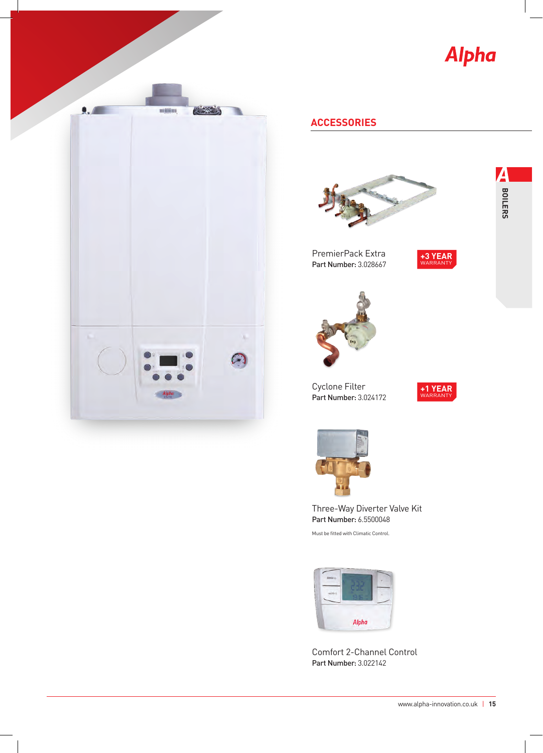Alpha

## ACCESSORIES

PremierPack Extra
**Part Number:** 3.028667

**+3 YEAR** WARRANTY

Cyclone Filter
**Part Number:** 3.024172

**+1 YEAR** WARRANTY

Three-Way Diverter Valve Kit
**Part Number:** 6.5500048

Must be fitted with Climatic Control.

Comfort 2-Channel Control
**Part Number:** 3.022142

A BOILERS